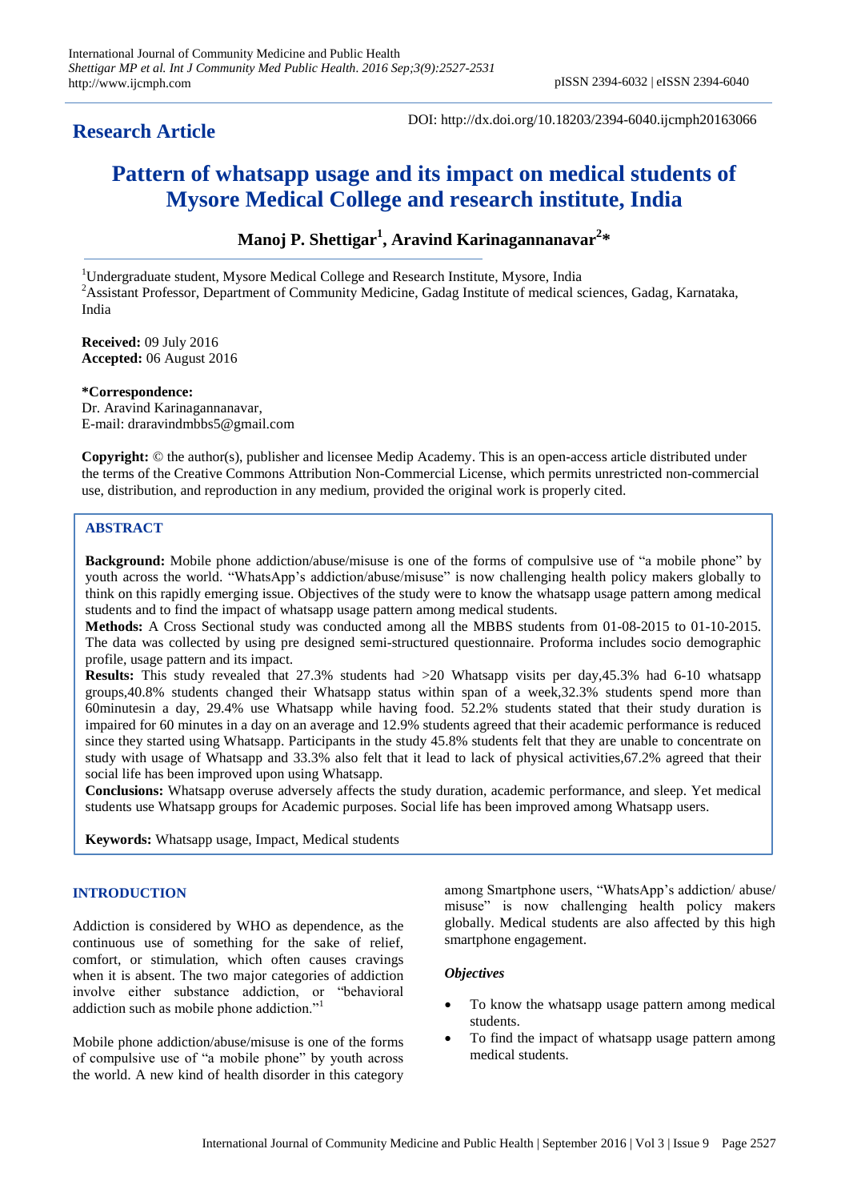**Research Article**

DOI: http://dx.doi.org/10.18203/2394-6040.ijcmph20163066

# Pattern of whatsapp usage and its impact on medical students of Mysore Medical College and research institute, India

**Manoj P. Shettigar[1], Aravind Karinagannanavar[2]***

[1]Undergraduate student, Mysore Medical College and Research Institute, Mysore, India
[2]Assistant Professor, Department of Community Medicine, Gadag Institute of medical sciences, Gadag, Karnataka, India

**Received:** 09 July 2016
**Accepted:** 06 August 2016

***Correspondence:**
Dr. Aravind Karinagannanavar,
E-mail: draravindmbbs5@gmail.com

**Copyright:** © the author(s), publisher and licensee Medip Academy. This is an open-access article distributed under the terms of the Creative Commons Attribution Non-Commercial License, which permits unrestricted non-commercial use, distribution, and reproduction in any medium, provided the original work is properly cited.

## ABSTRACT

**Background:** Mobile phone addiction/abuse/misuse is one of the forms of compulsive use of "a mobile phone" by youth across the world. "WhatsApp's addiction/abuse/misuse" is now challenging health policy makers globally to think on this rapidly emerging issue. Objectives of the study were to know the whatsapp usage pattern among medical students and to find the impact of whatsapp usage pattern among medical students.

**Methods:** A Cross Sectional study was conducted among all the MBBS students from 01-08-2015 to 01-10-2015. The data was collected by using pre designed semi-structured questionnaire. Proforma includes socio demographic profile, usage pattern and its impact.

**Results:** This study revealed that 27.3% students had >20 Whatsapp visits per day,45.3% had 6-10 whatsapp groups,40.8% students changed their Whatsapp status within span of a week,32.3% students spend more than 60minutesin a day, 29.4% use Whatsapp while having food. 52.2% students stated that their study duration is impaired for 60 minutes in a day on an average and 12.9% students agreed that their academic performance is reduced since they started using Whatsapp. Participants in the study 45.8% students felt that they are unable to concentrate on study with usage of Whatsapp and 33.3% also felt that it lead to lack of physical activities,67.2% agreed that their social life has been improved upon using Whatsapp.

**Conclusions:** Whatsapp overuse adversely affects the study duration, academic performance, and sleep. Yet medical students use Whatsapp groups for Academic purposes. Social life has been improved among Whatsapp users.

**Keywords:** Whatsapp usage, Impact, Medical students

## INTRODUCTION

Addiction is considered by WHO as dependence, as the continuous use of something for the sake of relief, comfort, or stimulation, which often causes cravings when it is absent. The two major categories of addiction involve either substance addiction, or "behavioral addiction such as mobile phone addiction."[1]

Mobile phone addiction/abuse/misuse is one of the forms of compulsive use of "a mobile phone" by youth across the world. A new kind of health disorder in this category among Smartphone users, "WhatsApp's addiction/ abuse/ misuse" is now challenging health policy makers globally. Medical students are also affected by this high smartphone engagement.

### *Objectives*

- To know the whatsapp usage pattern among medical students.
- To find the impact of whatsapp usage pattern among medical students.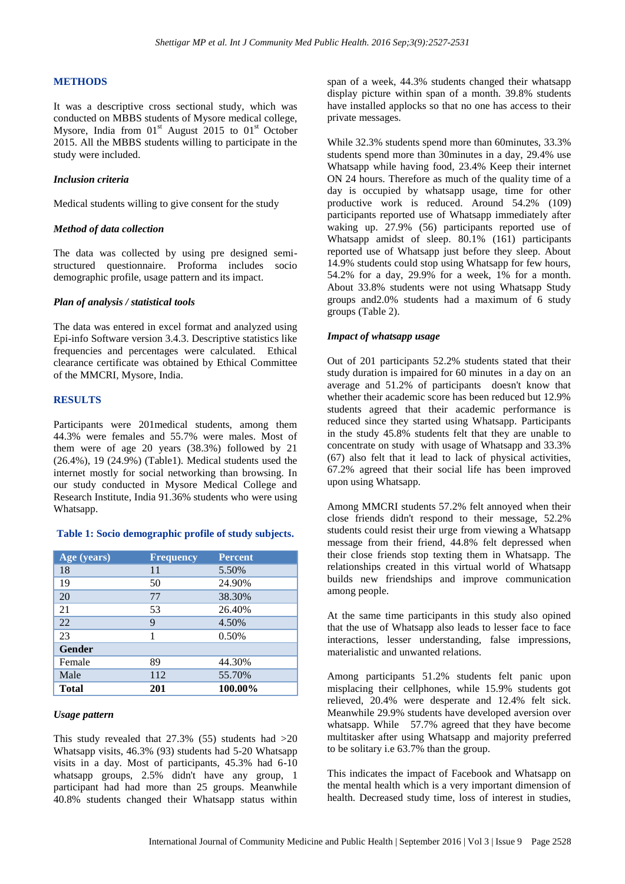## METHODS

It was a descriptive cross sectional study, which was conducted on MBBS students of Mysore medical college, Mysore, India from 01[st] August 2015 to 01[st] October 2015. All the MBBS students willing to participate in the study were included.

### *Inclusion criteria*

Medical students willing to give consent for the study

### *Method of data collection*

The data was collected by using pre designed semi-structured questionnaire. Proforma includes socio demographic profile, usage pattern and its impact.

### *Plan of analysis / statistical tools*

The data was entered in excel format and analyzed using Epi-info Software version 3.4.3. Descriptive statistics like frequencies and percentages were calculated. Ethical clearance certificate was obtained by Ethical Committee of the MMCRI, Mysore, India.

## RESULTS

Participants were 201medical students, among them 44.3% were females and 55.7% were males. Most of them were of age 20 years (38.3%) followed by 21 (26.4%), 19 (24.9%) (Table1). Medical students used the internet mostly for social networking than browsing. In our study conducted in Mysore Medical College and Research Institute, India 91.36% students who were using Whatsapp.

**Table 1: Socio demographic profile of study subjects.**

| Age (years) | Frequency | Percent |
|---|---|---|
| 18 | 11 | 5.50% |
| 19 | 50 | 24.90% |
| 20 | 77 | 38.30% |
| 21 | 53 | 26.40% |
| 22 | 9 | 4.50% |
| 23 | 1 | 0.50% |
| **Gender** | | |
| Female | 89 | 44.30% |
| Male | 112 | 55.70% |
| **Total** | **201** | **100.00%** |

### *Usage pattern*

This study revealed that 27.3% (55) students had >20 Whatsapp visits, 46.3% (93) students had 5-20 Whatsapp visits in a day. Most of participants, 45.3% had 6-10 whatsapp groups, 2.5% didn't have any group, 1 participant had had more than 25 groups. Meanwhile 40.8% students changed their Whatsapp status within span of a week, 44.3% students changed their whatsapp display picture within span of a month. 39.8% students have installed applocks so that no one has access to their private messages.

While 32.3% students spend more than 60minutes, 33.3% students spend more than 30minutes in a day, 29.4% use Whatsapp while having food, 23.4% Keep their internet ON 24 hours. Therefore as much of the quality time of a day is occupied by whatsapp usage, time for other productive work is reduced. Around 54.2% (109) participants reported use of Whatsapp immediately after waking up. 27.9% (56) participants reported use of Whatsapp amidst of sleep. 80.1% (161) participants reported use of Whatsapp just before they sleep. About 14.9% students could stop using Whatsapp for few hours, 54.2% for a day, 29.9% for a week, 1% for a month. About 33.8% students were not using Whatsapp Study groups and2.0% students had a maximum of 6 study groups (Table 2).

### *Impact of whatsapp usage*

Out of 201 participants 52.2% students stated that their study duration is impaired for 60 minutes in a day on an average and 51.2% of participants doesn't know that whether their academic score has been reduced but 12.9% students agreed that their academic performance is reduced since they started using Whatsapp. Participants in the study 45.8% students felt that they are unable to concentrate on study with usage of Whatsapp and 33.3% (67) also felt that it lead to lack of physical activities, 67.2% agreed that their social life has been improved upon using Whatsapp.

Among MMCRI students 57.2% felt annoyed when their close friends didn't respond to their message, 52.2% students could resist their urge from viewing a Whatsapp message from their friend, 44.8% felt depressed when their close friends stop texting them in Whatsapp. The relationships created in this virtual world of Whatsapp builds new friendships and improve communication among people.

At the same time participants in this study also opined that the use of Whatsapp also leads to lesser face to face interactions, lesser understanding, false impressions, materialistic and unwanted relations.

Among participants 51.2% students felt panic upon misplacing their cellphones, while 15.9% students got relieved, 20.4% were desperate and 12.4% felt sick. Meanwhile 29.9% students have developed aversion over whatsapp. While 57.7% agreed that they have become multitasker after using Whatsapp and majority preferred to be solitary i.e 63.7% than the group.

This indicates the impact of Facebook and Whatsapp on the mental health which is a very important dimension of health. Decreased study time, loss of interest in studies,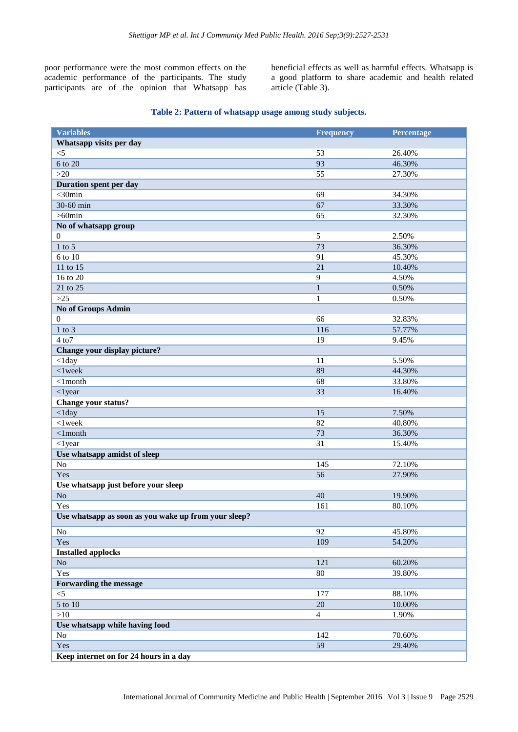poor performance were the most common effects on the academic performance of the participants. The study participants are of the opinion that Whatsapp has beneficial effects as well as harmful effects. Whatsapp is a good platform to share academic and health related article (Table 3).

**Table 2: Pattern of whatsapp usage among study subjects.**

| Variables | Frequency | Percentage |
|---|---|---|
| **Whatsapp visits per day** | | |
| <5 | 53 | 26.40% |
| 6 to 20 | 93 | 46.30% |
| >20 | 55 | 27.30% |
| **Duration spent per day** | | |
| <30min | 69 | 34.30% |
| 30-60 min | 67 | 33.30% |
| >60min | 65 | 32.30% |
| **No of whatsapp group** | | |
| 0 | 5 | 2.50% |
| 1 to 5 | 73 | 36.30% |
| 6 to 10 | 91 | 45.30% |
| 11 to 15 | 21 | 10.40% |
| 16 to 20 | 9 | 4.50% |
| 21 to 25 | 1 | 0.50% |
| >25 | 1 | 0.50% |
| **No of Groups Admin** | | |
| 0 | 66 | 32.83% |
| 1 to 3 | 116 | 57.77% |
| 4 to7 | 19 | 9.45% |
| **Change your display picture?** | | |
| <1day | 11 | 5.50% |
| <1week | 89 | 44.30% |
| <1month | 68 | 33.80% |
| <1year | 33 | 16.40% |
| **Change your status?** | | |
| <1day | 15 | 7.50% |
| <1week | 82 | 40.80% |
| <1month | 73 | 36.30% |
| <1year | 31 | 15.40% |
| **Use whatsapp amidst of sleep** | | |
| No | 145 | 72.10% |
| Yes | 56 | 27.90% |
| **Use whatsapp just before your sleep** | | |
| No | 40 | 19.90% |
| Yes | 161 | 80.10% |
| **Use whatsapp as soon as you wake up from your sleep?** | | |
| No | 92 | 45.80% |
| Yes | 109 | 54.20% |
| **Installed applocks** | | |
| No | 121 | 60.20% |
| Yes | 80 | 39.80% |
| **Forwarding the message** | | |
| <5 | 177 | 88.10% |
| 5 to 10 | 20 | 10.00% |
| >10 | 4 | 1.90% |
| **Use whatsapp while having food** | | |
| No | 142 | 70.60% |
| Yes | 59 | 29.40% |
| **Keep internet on for 24 hours in a day** | | |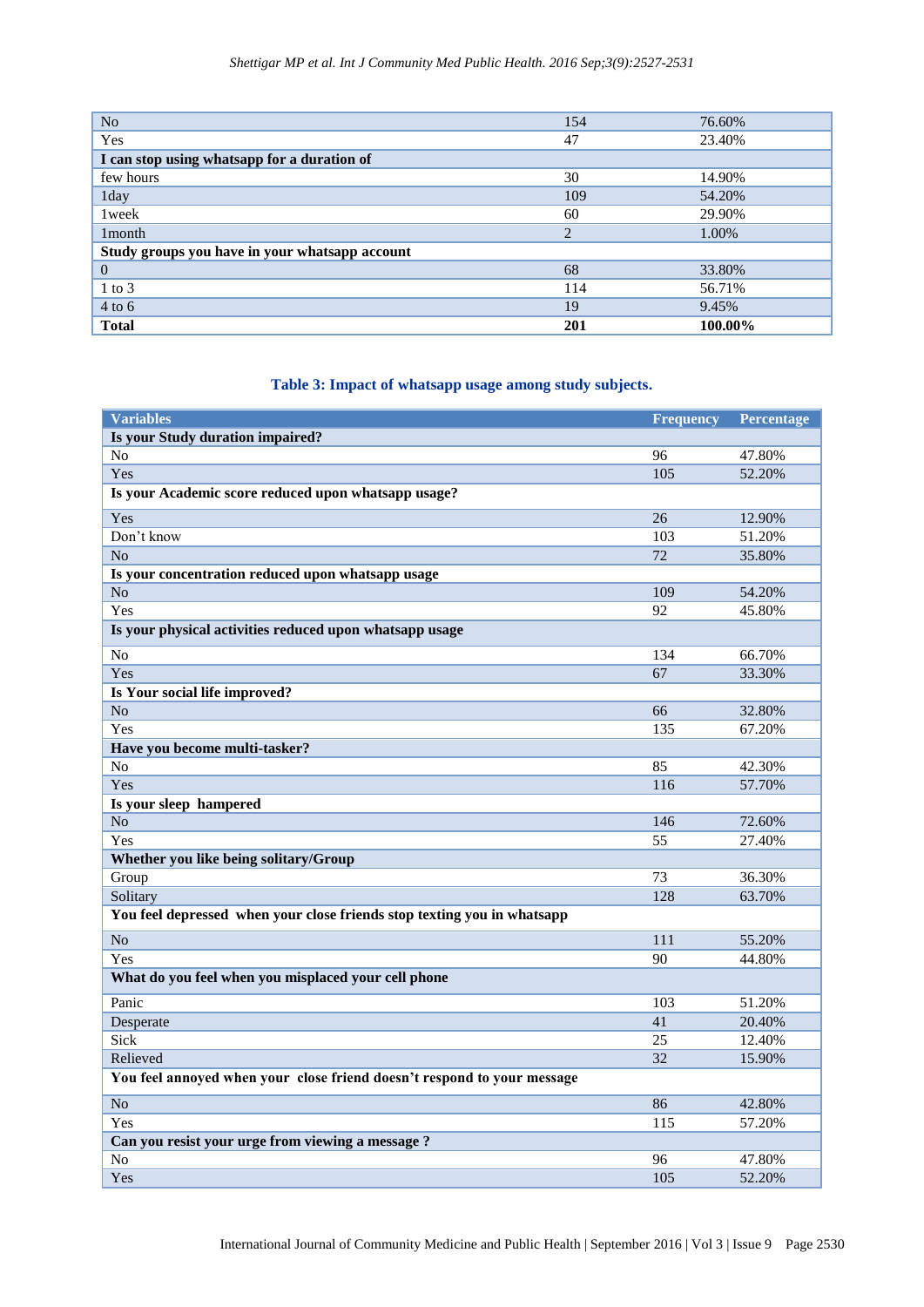| | | |
|---|---|---|
| No | 154 | 76.60% |
| Yes | 47 | 23.40% |
| **I can stop using whatsapp for a duration of** | | |
| few hours | 30 | 14.90% |
| 1day | 109 | 54.20% |
| 1week | 60 | 29.90% |
| 1month | 2 | 1.00% |
| **Study groups you have in your whatsapp account** | | |
| 0 | 68 | 33.80% |
| 1 to 3 | 114 | 56.71% |
| 4 to 6 | 19 | 9.45% |
| **Total** | **201** | **100.00%** |

**Table 3: Impact of whatsapp usage among study subjects.**

| Variables | Frequency | Percentage |
|---|---|---|
| **Is your Study duration impaired?** | | |
| No | 96 | 47.80% |
| Yes | 105 | 52.20% |
| **Is your Academic score reduced upon whatsapp usage?** | | |
| Yes | 26 | 12.90% |
| Don't know | 103 | 51.20% |
| No | 72 | 35.80% |
| **Is your concentration reduced upon whatsapp usage** | | |
| No | 109 | 54.20% |
| Yes | 92 | 45.80% |
| **Is your physical activities reduced upon whatsapp usage** | | |
| No | 134 | 66.70% |
| Yes | 67 | 33.30% |
| **Is Your social life improved?** | | |
| No | 66 | 32.80% |
| Yes | 135 | 67.20% |
| **Have you become multi-tasker?** | | |
| No | 85 | 42.30% |
| Yes | 116 | 57.70% |
| **Is your sleep hampered** | | |
| No | 146 | 72.60% |
| Yes | 55 | 27.40% |
| **Whether you like being solitary/Group** | | |
| Group | 73 | 36.30% |
| Solitary | 128 | 63.70% |
| **You feel depressed when your close friends stop texting you in whatsapp** | | |
| No | 111 | 55.20% |
| Yes | 90 | 44.80% |
| **What do you feel when you misplaced your cell phone** | | |
| Panic | 103 | 51.20% |
| Desperate | 41 | 20.40% |
| Sick | 25 | 12.40% |
| Relieved | 32 | 15.90% |
| **You feel annoyed when your close friend doesn't respond to your message** | | |
| No | 86 | 42.80% |
| Yes | 115 | 57.20% |
| **Can you resist your urge from viewing a message ?** | | |
| No | 96 | 47.80% |
| Yes | 105 | 52.20% |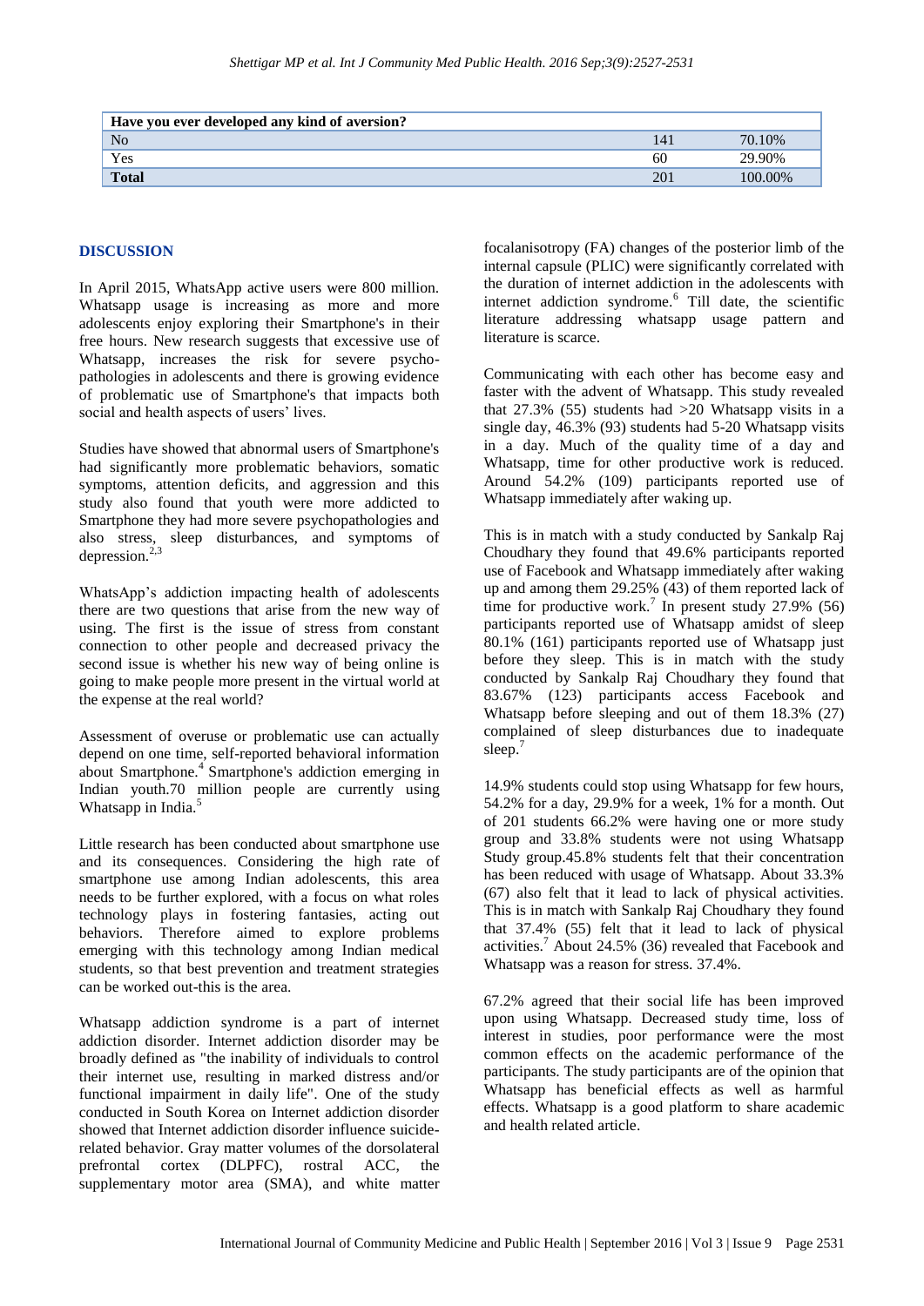| Have you ever developed any kind of aversion? | | |
|---|---|---|
| No | 141 | 70.10% |
| Yes | 60 | 29.90% |
| **Total** | 201 | 100.00% |

## DISCUSSION

In April 2015, WhatsApp active users were 800 million. Whatsapp usage is increasing as more and more adolescents enjoy exploring their Smartphone's in their free hours. New research suggests that excessive use of Whatsapp, increases the risk for severe psycho-pathologies in adolescents and there is growing evidence of problematic use of Smartphone's that impacts both social and health aspects of users' lives.

Studies have showed that abnormal users of Smartphone's had significantly more problematic behaviors, somatic symptoms, attention deficits, and aggression and this study also found that youth were more addicted to Smartphone they had more severe psychopathologies and also stress, sleep disturbances, and symptoms of depression.[2,3]

WhatsApp's addiction impacting health of adolescents there are two questions that arise from the new way of using. The first is the issue of stress from constant connection to other people and decreased privacy the second issue is whether his new way of being online is going to make people more present in the virtual world at the expense at the real world?

Assessment of overuse or problematic use can actually depend on one time, self-reported behavioral information about Smartphone.[4] Smartphone's addiction emerging in Indian youth.70 million people are currently using Whatsapp in India.[5]

Little research has been conducted about smartphone use and its consequences. Considering the high rate of smartphone use among Indian adolescents, this area needs to be further explored, with a focus on what roles technology plays in fostering fantasies, acting out behaviors. Therefore aimed to explore problems emerging with this technology among Indian medical students, so that best prevention and treatment strategies can be worked out-this is the area.

Whatsapp addiction syndrome is a part of internet addiction disorder. Internet addiction disorder may be broadly defined as "the inability of individuals to control their internet use, resulting in marked distress and/or functional impairment in daily life". One of the study conducted in South Korea on Internet addiction disorder showed that Internet addiction disorder influence suicide-related behavior. Gray matter volumes of the dorsolateral prefrontal cortex (DLPFC), rostral ACC, the supplementary motor area (SMA), and white matter focalanisotropy (FA) changes of the posterior limb of the internal capsule (PLIC) were significantly correlated with the duration of internet addiction in the adolescents with internet addiction syndrome.[6] Till date, the scientific literature addressing whatsapp usage pattern and literature is scarce.

Communicating with each other has become easy and faster with the advent of Whatsapp. This study revealed that 27.3% (55) students had >20 Whatsapp visits in a single day, 46.3% (93) students had 5-20 Whatsapp visits in a day. Much of the quality time of a day and Whatsapp, time for other productive work is reduced. Around 54.2% (109) participants reported use of Whatsapp immediately after waking up.

This is in match with a study conducted by Sankalp Raj Choudhary they found that 49.6% participants reported use of Facebook and Whatsapp immediately after waking up and among them 29.25% (43) of them reported lack of time for productive work.[7] In present study 27.9% (56) participants reported use of Whatsapp amidst of sleep 80.1% (161) participants reported use of Whatsapp just before they sleep. This is in match with the study conducted by Sankalp Raj Choudhary they found that 83.67% (123) participants access Facebook and Whatsapp before sleeping and out of them 18.3% (27) complained of sleep disturbances due to inadequate sleep.[7]

14.9% students could stop using Whatsapp for few hours, 54.2% for a day, 29.9% for a week, 1% for a month. Out of 201 students 66.2% were having one or more study group and 33.8% students were not using Whatsapp Study group.45.8% students felt that their concentration has been reduced with usage of Whatsapp. About 33.3% (67) also felt that it lead to lack of physical activities. This is in match with Sankalp Raj Choudhary they found that 37.4% (55) felt that it lead to lack of physical activities.[7] About 24.5% (36) revealed that Facebook and Whatsapp was a reason for stress. 37.4%.

67.2% agreed that their social life has been improved upon using Whatsapp. Decreased study time, loss of interest in studies, poor performance were the most common effects on the academic performance of the participants. The study participants are of the opinion that Whatsapp has beneficial effects as well as harmful effects. Whatsapp is a good platform to share academic and health related article.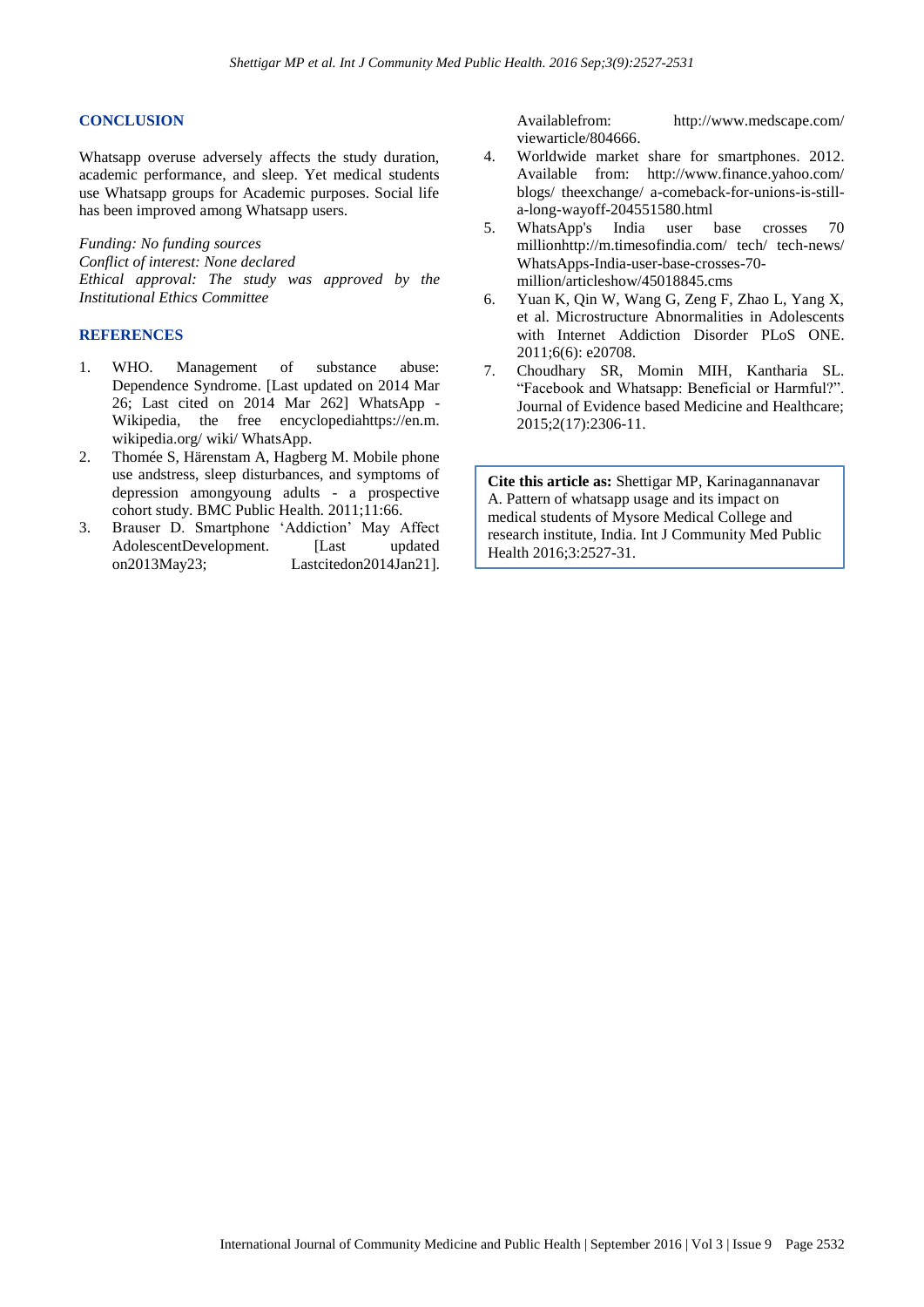## CONCLUSION

Whatsapp overuse adversely affects the study duration, academic performance, and sleep. Yet medical students use Whatsapp groups for Academic purposes. Social life has been improved among Whatsapp users.

*Funding: No funding sources*
*Conflict of interest: None declared*
*Ethical approval: The study was approved by the Institutional Ethics Committee*

## REFERENCES

1. WHO. Management of substance abuse: Dependence Syndrome. [Last updated on 2014 Mar 26; Last cited on 2014 Mar 262] WhatsApp - Wikipedia, the free encyclopediahttps://en.m.wikipedia.org/ wiki/ WhatsApp.
2. Thomée S, Härenstam A, Hagberg M. Mobile phone use andstress, sleep disturbances, and symptoms of depression amongyoung adults - a prospective cohort study. BMC Public Health. 2011;11:66.
3. Brauser D. Smartphone 'Addiction' May Affect AdolescentDevelopment. [Last updated on2013May23; Lastcitedon2014Jan21]. Availablefrom: http://www.medscape.com/ viewarticle/804666.
4. Worldwide market share for smartphones. 2012. Available from: http://www.finance.yahoo.com/ blogs/ theexchange/ a-comeback-for-unions-is-still-a-long-wayoff-204551580.html
5. WhatsApp's India user base crosses 70 millionhttp://m.timesofindia.com/ tech/ tech-news/ WhatsApps-India-user-base-crosses-70-million/articleshow/45018845.cms
6. Yuan K, Qin W, Wang G, Zeng F, Zhao L, Yang X, et al. Microstructure Abnormalities in Adolescents with Internet Addiction Disorder PLoS ONE. 2011;6(6): e20708.
7. Choudhary SR, Momin MIH, Kantharia SL. "Facebook and Whatsapp: Beneficial or Harmful?". Journal of Evidence based Medicine and Healthcare; 2015;2(17):2306-11.

**Cite this article as:** Shettigar MP, Karinagannanavar A. Pattern of whatsapp usage and its impact on medical students of Mysore Medical College and research institute, India. Int J Community Med Public Health 2016;3:2527-31.